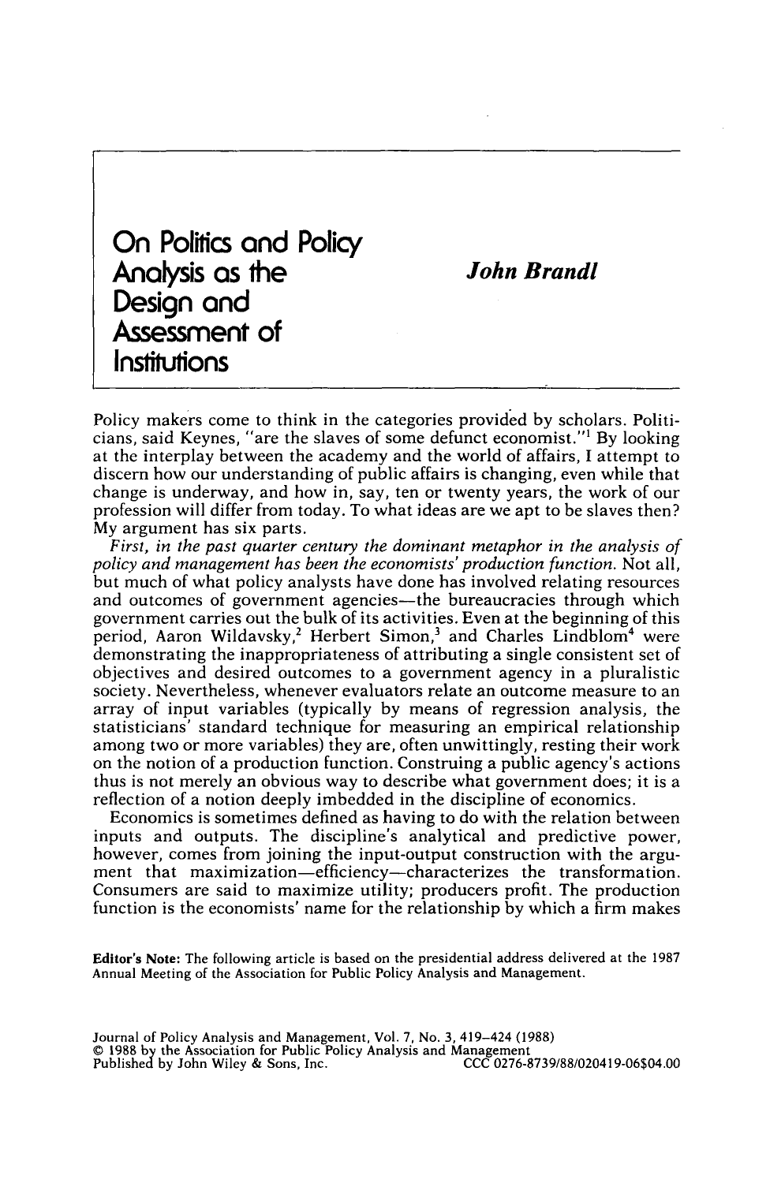# On Politics and Policy Analysis as the Design and Assessment of Institutions

***John Brandl***

Policy makers come to think in the categories provided by scholars. Politicians, said Keynes, "are the slaves of some defunct economist."[1] By looking at the interplay between the academy and the world of affairs, I attempt to discern how our understanding of public affairs is changing, even while that change is underway, and how in, say, ten or twenty years, the work of our profession will differ from today. To what ideas are we apt to be slaves then? My argument has six parts.

*First, in the past quarter century the dominant metaphor in the analysis of policy and management has been the economists' production function.* Not all, but much of what policy analysts have done has involved relating resources and outcomes of government agencies—the bureaucracies through which government carries out the bulk of its activities. Even at the beginning of this period, Aaron Wildavsky,[2] Herbert Simon,[3] and Charles Lindblom[4] were demonstrating the inappropriateness of attributing a single consistent set of objectives and desired outcomes to a government agency in a pluralistic society. Nevertheless, whenever evaluators relate an outcome measure to an array of input variables (typically by means of regression analysis, the statisticians' standard technique for measuring an empirical relationship among two or more variables) they are, often unwittingly, resting their work on the notion of a production function. Construing a public agency's actions thus is not merely an obvious way to describe what government does; it is a reflection of a notion deeply imbedded in the discipline of economics.

Economics is sometimes defined as having to do with the relation between inputs and outputs. The discipline's analytical and predictive power, however, comes from joining the input-output construction with the argument that maximization—efficiency—characterizes the transformation. Consumers are said to maximize utility; producers profit. The production function is the economists' name for the relationship by which a firm makes

**Editor's Note:** The following article is based on the presidential address delivered at the 1987 Annual Meeting of the Association for Public Policy Analysis and Management.

Journal of Policy Analysis and Management, Vol. 7, No. 3, 419–424 (1988)
© 1988 by the Association for Public Policy Analysis and Management
Published by John Wiley & Sons, Inc. CCC 0276-8739/88/020419-06$04.00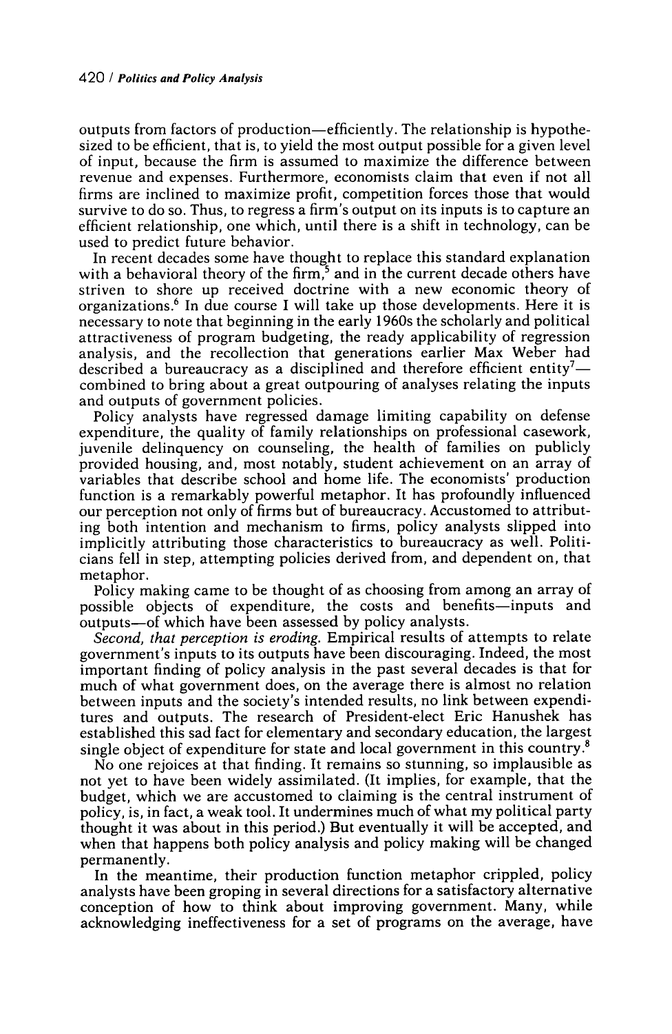outputs from factors of production—efficiently. The relationship is hypothesized to be efficient, that is, to yield the most output possible for a given level of input, because the firm is assumed to maximize the difference between revenue and expenses. Furthermore, economists claim that even if not all firms are inclined to maximize profit, competition forces those that would survive to do so. Thus, to regress a firm's output on its inputs is to capture an efficient relationship, one which, until there is a shift in technology, can be used to predict future behavior.

In recent decades some have thought to replace this standard explanation with a behavioral theory of the firm,[5] and in the current decade others have striven to shore up received doctrine with a new economic theory of organizations.[6] In due course I will take up those developments. Here it is necessary to note that beginning in the early 1960s the scholarly and political attractiveness of program budgeting, the ready applicability of regression analysis, and the recollection that generations earlier Max Weber had described a bureaucracy as a disciplined and therefore efficient entity[7]—combined to bring about a great outpouring of analyses relating the inputs and outputs of government policies.

Policy analysts have regressed damage limiting capability on defense expenditure, the quality of family relationships on professional casework, juvenile delinquency on counseling, the health of families on publicly provided housing, and, most notably, student achievement on an array of variables that describe school and home life. The economists' production function is a remarkably powerful metaphor. It has profoundly influenced our perception not only of firms but of bureaucracy. Accustomed to attributing both intention and mechanism to firms, policy analysts slipped into implicitly attributing those characteristics to bureaucracy as well. Politicians fell in step, attempting policies derived from, and dependent on, that metaphor.

Policy making came to be thought of as choosing from among an array of possible objects of expenditure, the costs and benefits—inputs and outputs—of which have been assessed by policy analysts.

*Second, that perception is eroding.* Empirical results of attempts to relate government's inputs to its outputs have been discouraging. Indeed, the most important finding of policy analysis in the past several decades is that for much of what government does, on the average there is almost no relation between inputs and the society's intended results, no link between expenditures and outputs. The research of President-elect Eric Hanushek has established this sad fact for elementary and secondary education, the largest single object of expenditure for state and local government in this country.[8]

No one rejoices at that finding. It remains so stunning, so implausible as not yet to have been widely assimilated. (It implies, for example, that the budget, which we are accustomed to claiming is the central instrument of policy, is, in fact, a weak tool. It undermines much of what my political party thought it was about in this period.) But eventually it will be accepted, and when that happens both policy analysis and policy making will be changed permanently.

In the meantime, their production function metaphor crippled, policy analysts have been groping in several directions for a satisfactory alternative conception of how to think about improving government. Many, while acknowledging ineffectiveness for a set of programs on the average, have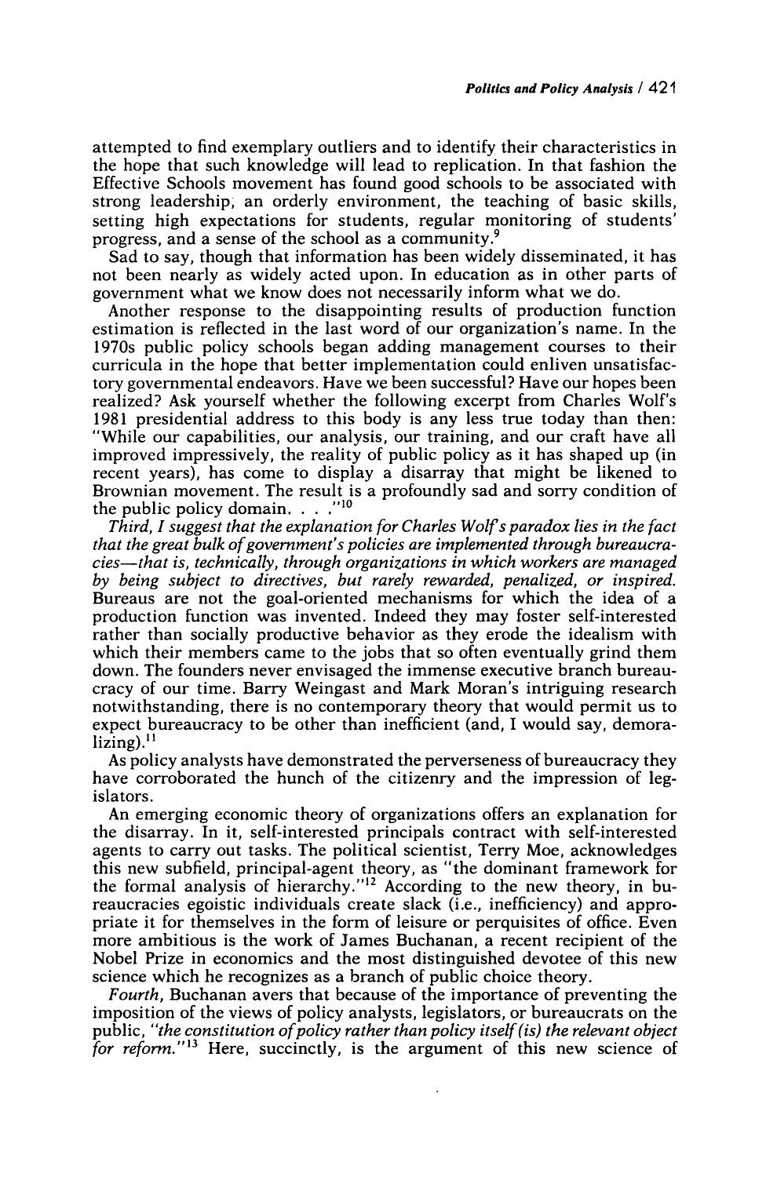attempted to find exemplary outliers and to identify their characteristics in the hope that such knowledge will lead to replication. In that fashion the Effective Schools movement has found good schools to be associated with strong leadership, an orderly environment, the teaching of basic skills, setting high expectations for students, regular monitoring of students' progress, and a sense of the school as a community.[9]

Sad to say, though that information has been widely disseminated, it has not been nearly as widely acted upon. In education as in other parts of government what we know does not necessarily inform what we do.

Another response to the disappointing results of production function estimation is reflected in the last word of our organization's name. In the 1970s public policy schools began adding management courses to their curricula in the hope that better implementation could enliven unsatisfactory governmental endeavors. Have we been successful? Have our hopes been realized? Ask yourself whether the following excerpt from Charles Wolf's 1981 presidential address to this body is any less true today than then: "While our capabilities, our analysis, our training, and our craft have all improved impressively, the reality of public policy as it has shaped up (in recent years), has come to display a disarray that might be likened to Brownian movement. The result is a profoundly sad and sorry condition of the public policy domain. . . ."[10]

*Third, I suggest that the explanation for Charles Wolf's paradox lies in the fact that the great bulk of government's policies are implemented through bureaucracies—that is, technically, through organizations in which workers are managed by being subject to directives, but rarely rewarded, penalized, or inspired.* Bureaus are not the goal-oriented mechanisms for which the idea of a production function was invented. Indeed they may foster self-interested rather than socially productive behavior as they erode the idealism with which their members came to the jobs that so often eventually grind them down. The founders never envisaged the immense executive branch bureaucracy of our time. Barry Weingast and Mark Moran's intriguing research notwithstanding, there is no contemporary theory that would permit us to expect bureaucracy to be other than inefficient (and, I would say, demoralizing).[11]

As policy analysts have demonstrated the perverseness of bureaucracy they have corroborated the hunch of the citizenry and the impression of legislators.

An emerging economic theory of organizations offers an explanation for the disarray. In it, self-interested principals contract with self-interested agents to carry out tasks. The political scientist, Terry Moe, acknowledges this new subfield, principal-agent theory, as "the dominant framework for the formal analysis of hierarchy."[12] According to the new theory, in bureaucracies egoistic individuals create slack (i.e., inefficiency) and appropriate it for themselves in the form of leisure or perquisites of office. Even more ambitious is the work of James Buchanan, a recent recipient of the Nobel Prize in economics and the most distinguished devotee of this new science which he recognizes as a branch of public choice theory.

*Fourth,* Buchanan avers that because of the importance of preventing the imposition of the views of policy analysts, legislators, or bureaucrats on the public, *"the constitution of policy rather than policy itself (is) the relevant object for reform."*[13] Here, succinctly, is the argument of this new science of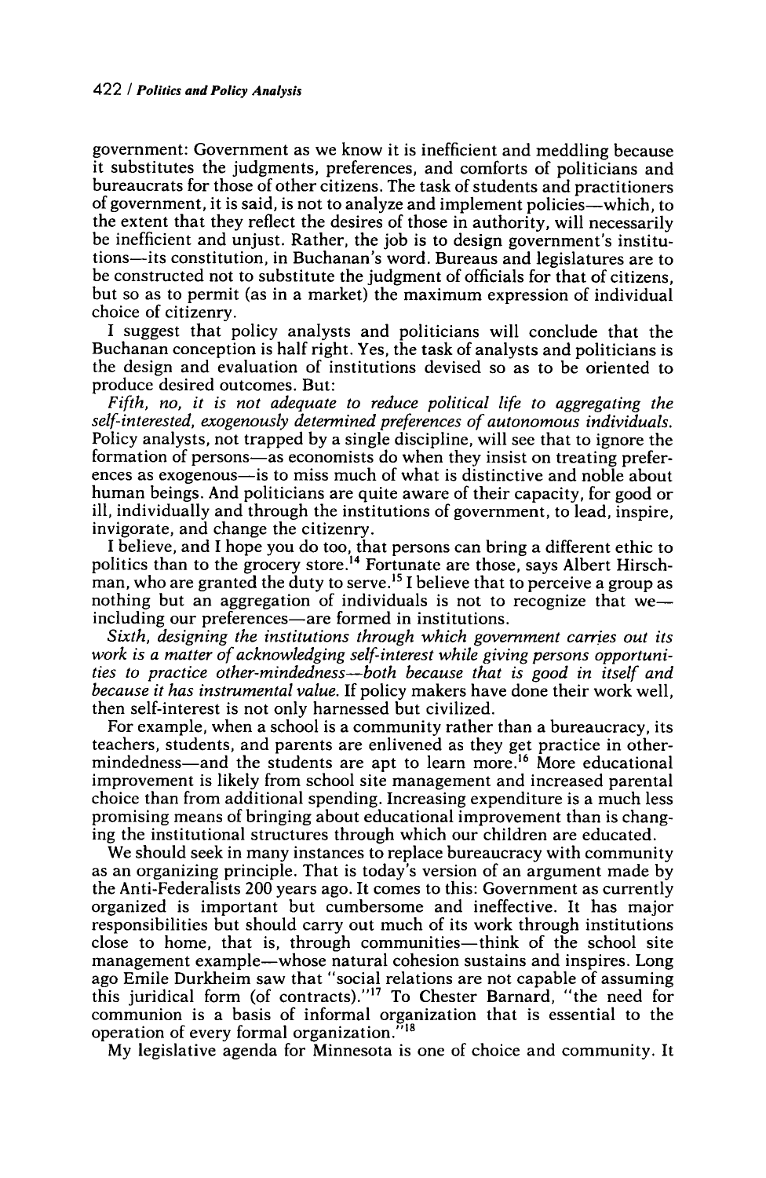government: Government as we know it is inefficient and meddling because it substitutes the judgments, preferences, and comforts of politicians and bureaucrats for those of other citizens. The task of students and practitioners of government, it is said, is not to analyze and implement policies—which, to the extent that they reflect the desires of those in authority, will necessarily be inefficient and unjust. Rather, the job is to design government's institutions—its constitution, in Buchanan's word. Bureaus and legislatures are to be constructed not to substitute the judgment of officials for that of citizens, but so as to permit (as in a market) the maximum expression of individual choice of citizenry.

I suggest that policy analysts and politicians will conclude that the Buchanan conception is half right. Yes, the task of analysts and politicians is the design and evaluation of institutions devised so as to be oriented to produce desired outcomes. But:

*Fifth, no, it is not adequate to reduce political life to aggregating the self-interested, exogenously determined preferences of autonomous individuals.* Policy analysts, not trapped by a single discipline, will see that to ignore the formation of persons—as economists do when they insist on treating preferences as exogenous—is to miss much of what is distinctive and noble about human beings. And politicians are quite aware of their capacity, for good or ill, individually and through the institutions of government, to lead, inspire, invigorate, and change the citizenry.

I believe, and I hope you do too, that persons can bring a different ethic to politics than to the grocery store.[14] Fortunate are those, says Albert Hirschman, who are granted the duty to serve.[15] I believe that to perceive a group as nothing but an aggregation of individuals is not to recognize that we—including our preferences—are formed in institutions.

*Sixth, designing the institutions through which government carries out its work is a matter of acknowledging self-interest while giving persons opportunities to practice other-mindedness—both because that is good in itself and because it has instrumental value.* If policy makers have done their work well, then self-interest is not only harnessed but civilized.

For example, when a school is a community rather than a bureaucracy, its teachers, students, and parents are enlivened as they get practice in other-mindedness—and the students are apt to learn more.[16] More educational improvement is likely from school site management and increased parental choice than from additional spending. Increasing expenditure is a much less promising means of bringing about educational improvement than is changing the institutional structures through which our children are educated.

We should seek in many instances to replace bureaucracy with community as an organizing principle. That is today's version of an argument made by the Anti-Federalists 200 years ago. It comes to this: Government as currently organized is important but cumbersome and ineffective. It has major responsibilities but should carry out much of its work through institutions close to home, that is, through communities—think of the school site management example—whose natural cohesion sustains and inspires. Long ago Emile Durkheim saw that "social relations are not capable of assuming this juridical form (of contracts)."[17] To Chester Barnard, "the need for communion is a basis of informal organization that is essential to the operation of every formal organization."[18]

My legislative agenda for Minnesota is one of choice and community. It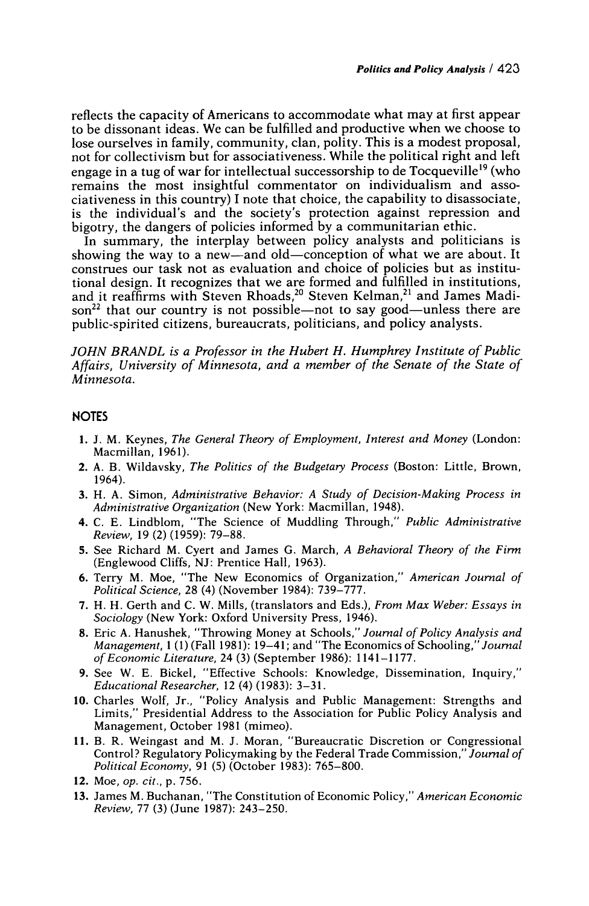reflects the capacity of Americans to accommodate what may at first appear to be dissonant ideas. We can be fulfilled and productive when we choose to lose ourselves in family, community, clan, polity. This is a modest proposal, not for collectivism but for associativeness. While the political right and left engage in a tug of war for intellectual successorship to de Tocqueville[19] (who remains the most insightful commentator on individualism and associativeness in this country) I note that choice, the capability to disassociate, is the individual's and the society's protection against repression and bigotry, the dangers of policies informed by a communitarian ethic.

In summary, the interplay between policy analysts and politicians is showing the way to a new—and old—conception of what we are about. It construes our task not as evaluation and choice of policies but as institutional design. It recognizes that we are formed and fulfilled in institutions, and it reaffirms with Steven Rhoads,[20] Steven Kelman,[21] and James Madison[22] that our country is not possible—not to say good—unless there are public-spirited citizens, bureaucrats, politicians, and policy analysts.

*JOHN BRANDL is a Professor in the Hubert H. Humphrey Institute of Public Affairs, University of Minnesota, and a member of the Senate of the State of Minnesota.*

## NOTES

1. J. M. Keynes, *The General Theory of Employment, Interest and Money* (London: Macmillan, 1961).
2. A. B. Wildavsky, *The Politics of the Budgetary Process* (Boston: Little, Brown, 1964).
3. H. A. Simon, *Administrative Behavior: A Study of Decision-Making Process in Administrative Organization* (New York: Macmillan, 1948).
4. C. E. Lindblom, "The Science of Muddling Through," *Public Administrative Review*, 19 (2) (1959): 79–88.
5. See Richard M. Cyert and James G. March, *A Behavioral Theory of the Firm* (Englewood Cliffs, NJ: Prentice Hall, 1963).
6. Terry M. Moe, "The New Economics of Organization," *American Journal of Political Science*, 28 (4) (November 1984): 739–777.
7. H. H. Gerth and C. W. Mills, (translators and Eds.), *From Max Weber: Essays in Sociology* (New York: Oxford University Press, 1946).
8. Eric A. Hanushek, "Throwing Money at Schools," *Journal of Policy Analysis and Management*, 1 (1) (Fall 1981): 19–41; and "The Economics of Schooling," *Journal of Economic Literature*, 24 (3) (September 1986): 1141–1177.
9. See W. E. Bickel, "Effective Schools: Knowledge, Dissemination, Inquiry," *Educational Researcher*, 12 (4) (1983): 3–31.
10. Charles Wolf, Jr., "Policy Analysis and Public Management: Strengths and Limits," Presidential Address to the Association for Public Policy Analysis and Management, October 1981 (mimeo).
11. B. R. Weingast and M. J. Moran, "Bureaucratic Discretion or Congressional Control? Regulatory Policymaking by the Federal Trade Commission," *Journal of Political Economy*, 91 (5) (October 1983): 765–800.
12. Moe, *op. cit.*, p. 756.
13. James M. Buchanan, "The Constitution of Economic Policy," *American Economic Review*, 77 (3) (June 1987): 243–250.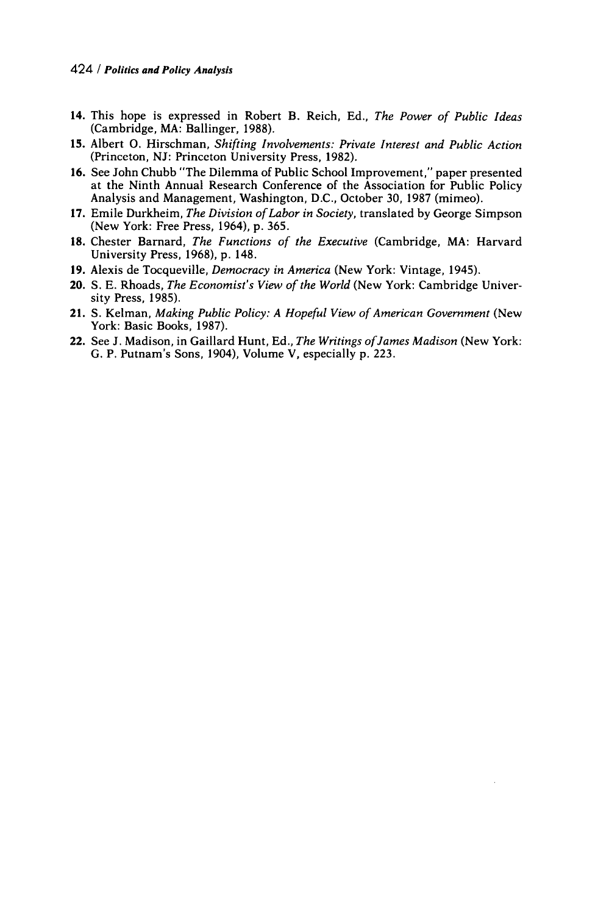14. This hope is expressed in Robert B. Reich, Ed., *The Power of Public Ideas* (Cambridge, MA: Ballinger, 1988).
15. Albert O. Hirschman, *Shifting Involvements: Private Interest and Public Action* (Princeton, NJ: Princeton University Press, 1982).
16. See John Chubb "The Dilemma of Public School Improvement," paper presented at the Ninth Annual Research Conference of the Association for Public Policy Analysis and Management, Washington, D.C., October 30, 1987 (mimeo).
17. Emile Durkheim, *The Division of Labor in Society*, translated by George Simpson (New York: Free Press, 1964), p. 365.
18. Chester Barnard, *The Functions of the Executive* (Cambridge, MA: Harvard University Press, 1968), p. 148.
19. Alexis de Tocqueville, *Democracy in America* (New York: Vintage, 1945).
20. S. E. Rhoads, *The Economist's View of the World* (New York: Cambridge University Press, 1985).
21. S. Kelman, *Making Public Policy: A Hopeful View of American Government* (New York: Basic Books, 1987).
22. See J. Madison, in Gaillard Hunt, Ed., *The Writings of James Madison* (New York: G. P. Putnam's Sons, 1904), Volume V, especially p. 223.